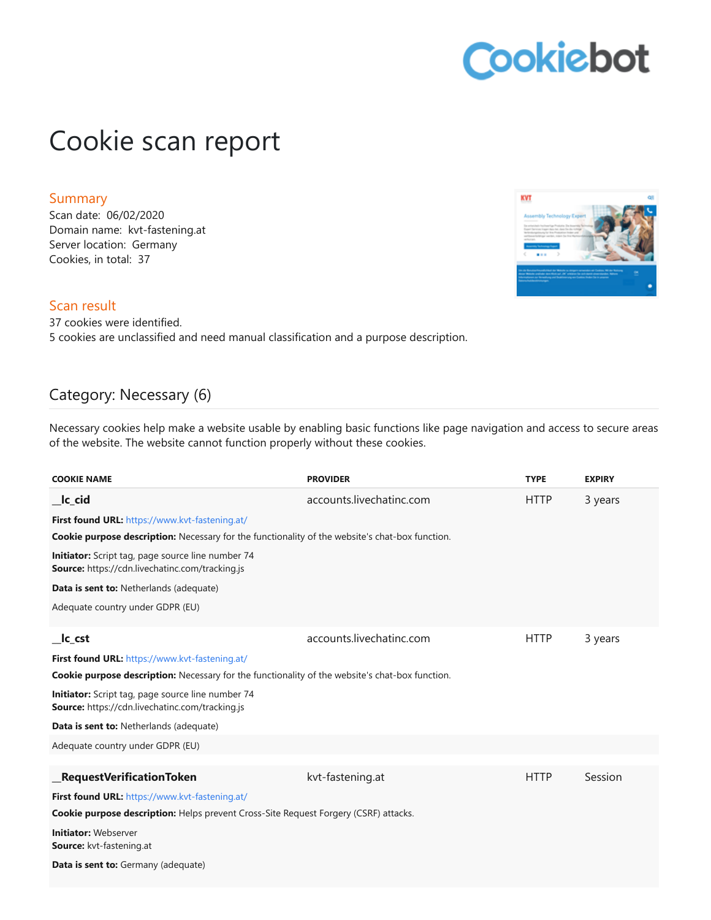# Cookie scan report

## Summary

Scan date: 06/02/2020
Domain name: kvt-fastening.at
Server location: Germany
Cookies, in total: 37

## Scan result

37 cookies were identified.
5 cookies are unclassified and need manual classification and a purpose description.

## Category: Necessary (6)

Necessary cookies help make a website usable by enabling basic functions like page navigation and access to secure areas of the website. The website cannot function properly without these cookies.

| COOKIE NAME | PROVIDER | TYPE | EXPIRY |
|---|---|---|---|
| **__lc_cid** | accounts.livechatinc.com | HTTP | 3 years |

**First found URL:** https://www.kvt-fastening.at/

**Cookie purpose description:** Necessary for the functionality of the website's chat-box function.

**Initiator:** Script tag, page source line number 74
**Source:** https://cdn.livechatinc.com/tracking.js

**Data is sent to:** Netherlands (adequate)

Adequate country under GDPR (EU)

| COOKIE NAME | PROVIDER | TYPE | EXPIRY |
|---|---|---|---|
| **__lc_cst** | accounts.livechatinc.com | HTTP | 3 years |

**First found URL:** https://www.kvt-fastening.at/

**Cookie purpose description:** Necessary for the functionality of the website's chat-box function.

**Initiator:** Script tag, page source line number 74
**Source:** https://cdn.livechatinc.com/tracking.js

**Data is sent to:** Netherlands (adequate)

Adequate country under GDPR (EU)

| COOKIE NAME | PROVIDER | TYPE | EXPIRY |
|---|---|---|---|
| **__RequestVerificationToken** | kvt-fastening.at | HTTP | Session |

**First found URL:** https://www.kvt-fastening.at/

**Cookie purpose description:** Helps prevent Cross-Site Request Forgery (CSRF) attacks.

**Initiator:** Webserver
**Source:** kvt-fastening.at

**Data is sent to:** Germany (adequate)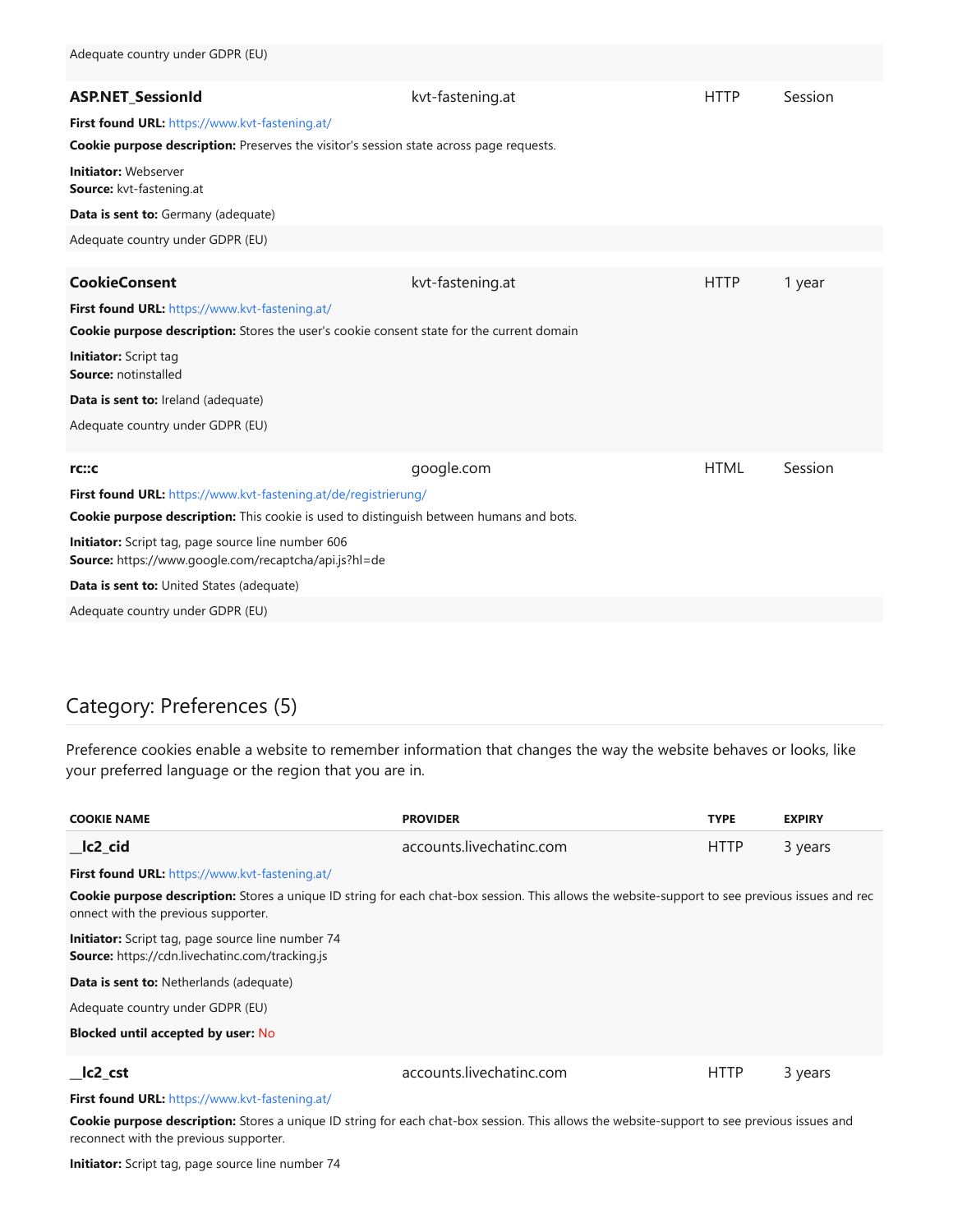Adequate country under GDPR (EU)

| | | | |
|---|---|---|---|
| **ASP.NET_SessionId** | kvt-fastening.at | HTTP | Session |

**First found URL:** https://www.kvt-fastening.at/

**Cookie purpose description:** Preserves the visitor's session state across page requests.

**Initiator:** Webserver
**Source:** kvt-fastening.at

**Data is sent to:** Germany (adequate)

Adequate country under GDPR (EU)

| | | | |
|---|---|---|---|
| **CookieConsent** | kvt-fastening.at | HTTP | 1 year |

**First found URL:** https://www.kvt-fastening.at/

**Cookie purpose description:** Stores the user's cookie consent state for the current domain

**Initiator:** Script tag
**Source:** notinstalled

**Data is sent to:** Ireland (adequate)

Adequate country under GDPR (EU)

| | | | |
|---|---|---|---|
| **rc::c** | google.com | HTML | Session |

**First found URL:** https://www.kvt-fastening.at/de/registrierung/

**Cookie purpose description:** This cookie is used to distinguish between humans and bots.

**Initiator:** Script tag, page source line number 606
**Source:** https://www.google.com/recaptcha/api.js?hl=de

**Data is sent to:** United States (adequate)

Adequate country under GDPR (EU)

## Category: Preferences (5)

Preference cookies enable a website to remember information that changes the way the website behaves or looks, like your preferred language or the region that you are in.

| COOKIE NAME | PROVIDER | TYPE | EXPIRY |
|---|---|---|---|
| **__lc2_cid** | accounts.livechatinc.com | HTTP | 3 years |

**First found URL:** https://www.kvt-fastening.at/

**Cookie purpose description:** Stores a unique ID string for each chat-box session. This allows the website-support to see previous issues and reconnect with the previous supporter.

**Initiator:** Script tag, page source line number 74
**Source:** https://cdn.livechatinc.com/tracking.js

**Data is sent to:** Netherlands (adequate)

Adequate country under GDPR (EU)

**Blocked until accepted by user:** No

| | | | |
|---|---|---|---|
| **__lc2_cst** | accounts.livechatinc.com | HTTP | 3 years |

**First found URL:** https://www.kvt-fastening.at/

**Cookie purpose description:** Stores a unique ID string for each chat-box session. This allows the website-support to see previous issues and reconnect with the previous supporter.

**Initiator:** Script tag, page source line number 74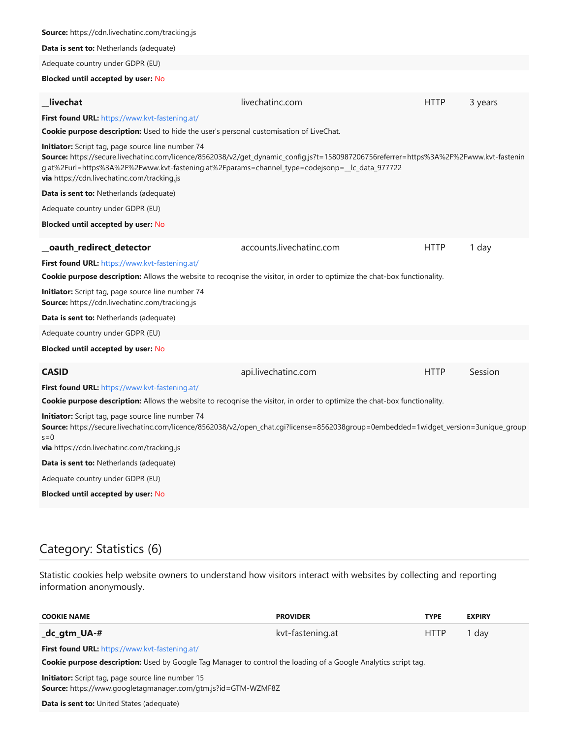**Source:** https://cdn.livechatinc.com/tracking.js

**Data is sent to:** Netherlands (adequate)

Adequate country under GDPR (EU)

**Blocked until accepted by user:** No

| **__livechat** | livechatinc.com | HTTP | 3 years |
|---|---|---|---|

**First found URL:** https://www.kvt-fastening.at/

**Cookie purpose description:** Used to hide the user's personal customisation of LiveChat.

**Initiator:** Script tag, page source line number 74
**Source:** https://secure.livechatinc.com/licence/8562038/v2/get_dynamic_config.js?t=1580987206756referrer=https%3A%2F%2Fwww.kvt-fastening.at%2Furl=https%3A%2F%2Fwww.kvt-fastening.at%2Fparams=channel_type=codejsonp=__lc_data_977722
**via** https://cdn.livechatinc.com/tracking.js

**Data is sent to:** Netherlands (adequate)

Adequate country under GDPR (EU)

**Blocked until accepted by user:** No

| **__oauth_redirect_detector** | accounts.livechatinc.com | HTTP | 1 day |
|---|---|---|---|

**First found URL:** https://www.kvt-fastening.at/

**Cookie purpose description:** Allows the website to recoqnise the visitor, in order to optimize the chat-box functionality.

**Initiator:** Script tag, page source line number 74
**Source:** https://cdn.livechatinc.com/tracking.js

**Data is sent to:** Netherlands (adequate)

Adequate country under GDPR (EU)

**Blocked until accepted by user:** No

| **CASID** | api.livechatinc.com | HTTP | Session |
|---|---|---|---|

**First found URL:** https://www.kvt-fastening.at/

**Cookie purpose description:** Allows the website to recoqnise the visitor, in order to optimize the chat-box functionality.

**Initiator:** Script tag, page source line number 74
**Source:** https://secure.livechatinc.com/licence/8562038/v2/open_chat.cgi?license=8562038group=0embedded=1widget_version=3unique_groups=0
**via** https://cdn.livechatinc.com/tracking.js

**Data is sent to:** Netherlands (adequate)

Adequate country under GDPR (EU)

**Blocked until accepted by user:** No

## Category: Statistics (6)

Statistic cookies help website owners to understand how visitors interact with websites by collecting and reporting information anonymously.

| COOKIE NAME | PROVIDER | TYPE | EXPIRY |
|---|---|---|---|
| **_dc_gtm_UA-#** | kvt-fastening.at | HTTP | 1 day |

**First found URL:** https://www.kvt-fastening.at/

**Cookie purpose description:** Used by Google Tag Manager to control the loading of a Google Analytics script tag.

**Initiator:** Script tag, page source line number 15
**Source:** https://www.googletagmanager.com/gtm.js?id=GTM-WZMF8Z

**Data is sent to:** United States (adequate)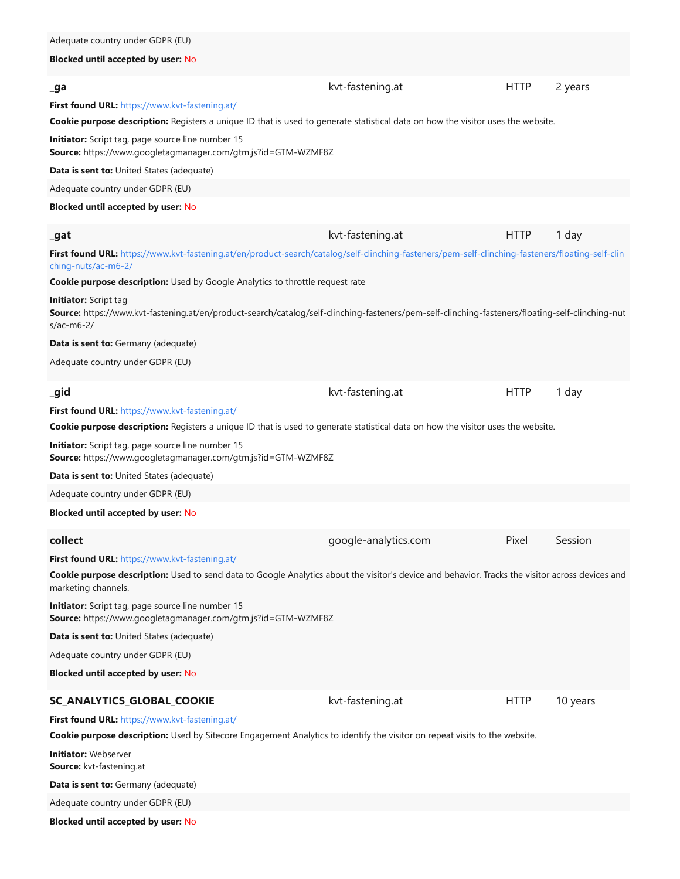Adequate country under GDPR (EU)

**Blocked until accepted by user:** No

| **_ga** | kvt-fastening.at | HTTP | 2 years |
|---|---|---|---|

**First found URL:** https://www.kvt-fastening.at/

**Cookie purpose description:** Registers a unique ID that is used to generate statistical data on how the visitor uses the website.

**Initiator:** Script tag, page source line number 15
**Source:** https://www.googletagmanager.com/gtm.js?id=GTM-WZMF8Z

**Data is sent to:** United States (adequate)

Adequate country under GDPR (EU)

**Blocked until accepted by user:** No

| **_gat** | kvt-fastening.at | HTTP | 1 day |
|---|---|---|---|

**First found URL:** https://www.kvt-fastening.at/en/product-search/catalog/self-clinching-fasteners/pem-self-clinching-fasteners/floating-self-clinching-nuts/ac-m6-2/

**Cookie purpose description:** Used by Google Analytics to throttle request rate

**Initiator:** Script tag
**Source:** https://www.kvt-fastening.at/en/product-search/catalog/self-clinching-fasteners/pem-self-clinching-fasteners/floating-self-clinching-nuts/ac-m6-2/

**Data is sent to:** Germany (adequate)

Adequate country under GDPR (EU)

| **_gid** | kvt-fastening.at | HTTP | 1 day |
|---|---|---|---|

**First found URL:** https://www.kvt-fastening.at/

**Cookie purpose description:** Registers a unique ID that is used to generate statistical data on how the visitor uses the website.

**Initiator:** Script tag, page source line number 15
**Source:** https://www.googletagmanager.com/gtm.js?id=GTM-WZMF8Z

**Data is sent to:** United States (adequate)

Adequate country under GDPR (EU)

**Blocked until accepted by user:** No

| **collect** | google-analytics.com | Pixel | Session |
|---|---|---|---|

**First found URL:** https://www.kvt-fastening.at/

**Cookie purpose description:** Used to send data to Google Analytics about the visitor's device and behavior. Tracks the visitor across devices and marketing channels.

**Initiator:** Script tag, page source line number 15
**Source:** https://www.googletagmanager.com/gtm.js?id=GTM-WZMF8Z

**Data is sent to:** United States (adequate)

Adequate country under GDPR (EU)

**Blocked until accepted by user:** No

| **SC_ANALYTICS_GLOBAL_COOKIE** | kvt-fastening.at | HTTP | 10 years |
|---|---|---|---|

**First found URL:** https://www.kvt-fastening.at/

**Cookie purpose description:** Used by Sitecore Engagement Analytics to identify the visitor on repeat visits to the website.

**Initiator:** Webserver
**Source:** kvt-fastening.at

**Data is sent to:** Germany (adequate)

Adequate country under GDPR (EU)

**Blocked until accepted by user:** No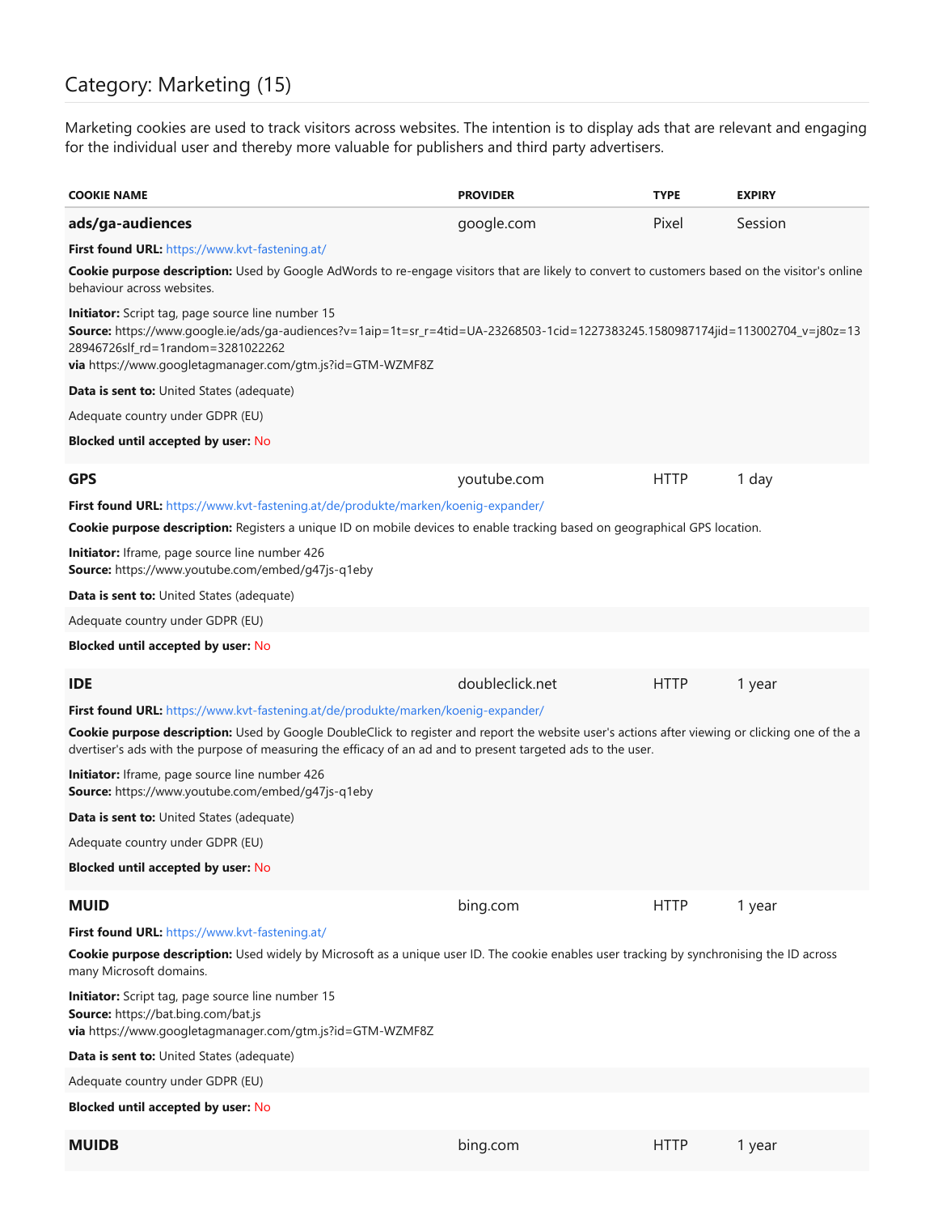## Category: Marketing (15)

Marketing cookies are used to track visitors across websites. The intention is to display ads that are relevant and engaging for the individual user and thereby more valuable for publishers and third party advertisers.

| COOKIE NAME | PROVIDER | TYPE | EXPIRY |
| --- | --- | --- | --- |
| **ads/ga-audiences** | google.com | Pixel | Session |

**First found URL:** https://www.kvt-fastening.at/

**Cookie purpose description:** Used by Google AdWords to re-engage visitors that are likely to convert to customers based on the visitor's online behaviour across websites.

**Initiator:** Script tag, page source line number 15
**Source:** https://www.google.ie/ads/ga-audiences?v=1aip=1t=sr_r=4tid=UA-23268503-1cid=1227383245.1580987174jid=113002704_v=j80z=1328946726slf_rd=1random=3281022262
**via** https://www.googletagmanager.com/gtm.js?id=GTM-WZMF8Z

**Data is sent to:** United States (adequate)

Adequate country under GDPR (EU)

**Blocked until accepted by user:** No

| COOKIE NAME | PROVIDER | TYPE | EXPIRY |
| --- | --- | --- | --- |
| **GPS** | youtube.com | HTTP | 1 day |

**First found URL:** https://www.kvt-fastening.at/de/produkte/marken/koenig-expander/

**Cookie purpose description:** Registers a unique ID on mobile devices to enable tracking based on geographical GPS location.

**Initiator:** Iframe, page source line number 426
**Source:** https://www.youtube.com/embed/g47js-q1eby

**Data is sent to:** United States (adequate)

Adequate country under GDPR (EU)

**Blocked until accepted by user:** No

| COOKIE NAME | PROVIDER | TYPE | EXPIRY |
| --- | --- | --- | --- |
| **IDE** | doubleclick.net | HTTP | 1 year |

**First found URL:** https://www.kvt-fastening.at/de/produkte/marken/koenig-expander/

**Cookie purpose description:** Used by Google DoubleClick to register and report the website user's actions after viewing or clicking one of the a dvertiser's ads with the purpose of measuring the efficacy of an ad and to present targeted ads to the user.

**Initiator:** Iframe, page source line number 426
**Source:** https://www.youtube.com/embed/g47js-q1eby

**Data is sent to:** United States (adequate)

Adequate country under GDPR (EU)

**Blocked until accepted by user:** No

| COOKIE NAME | PROVIDER | TYPE | EXPIRY |
| --- | --- | --- | --- |
| **MUID** | bing.com | HTTP | 1 year |

**First found URL:** https://www.kvt-fastening.at/

**Cookie purpose description:** Used widely by Microsoft as a unique user ID. The cookie enables user tracking by synchronising the ID across many Microsoft domains.

**Initiator:** Script tag, page source line number 15
**Source:** https://bat.bing.com/bat.js
**via** https://www.googletagmanager.com/gtm.js?id=GTM-WZMF8Z

**Data is sent to:** United States (adequate)

Adequate country under GDPR (EU)

**Blocked until accepted by user:** No

| COOKIE NAME | PROVIDER | TYPE | EXPIRY |
| --- | --- | --- | --- |
| **MUIDB** | bing.com | HTTP | 1 year |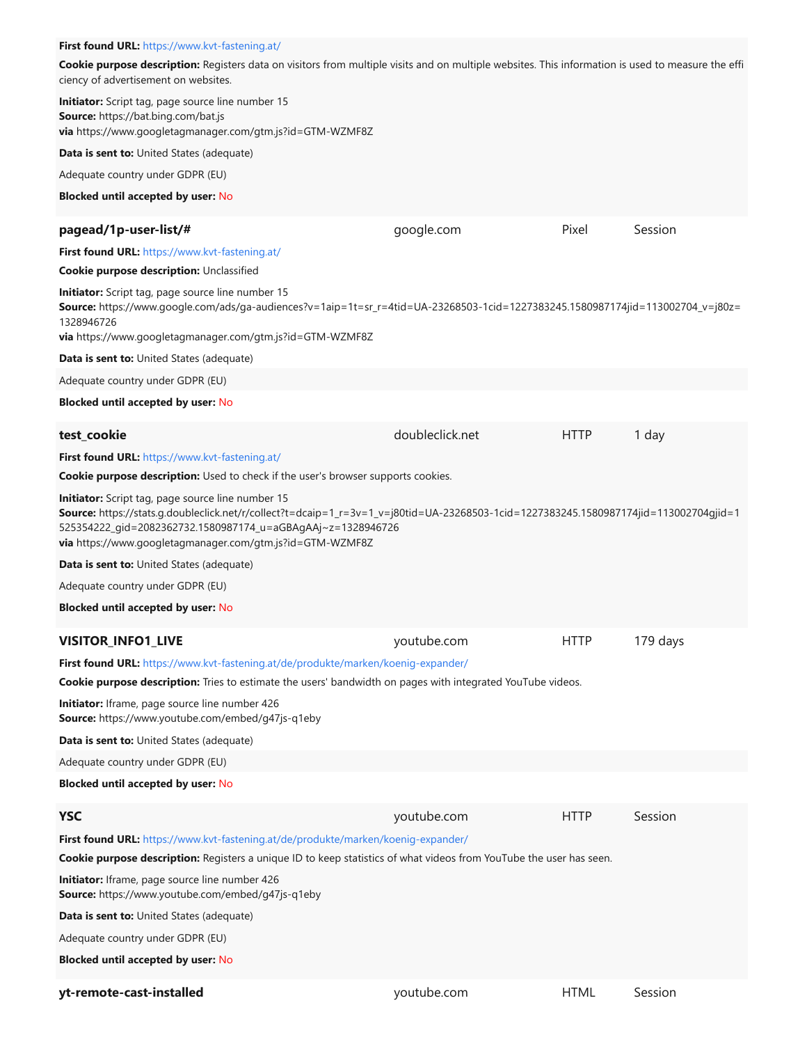**First found URL:** https://www.kvt-fastening.at/

**Cookie purpose description:** Registers data on visitors from multiple visits and on multiple websites. This information is used to measure the efficiency of advertisement on websites.

**Initiator:** Script tag, page source line number 15
**Source:** https://bat.bing.com/bat.js
**via** https://www.googletagmanager.com/gtm.js?id=GTM-WZMF8Z

**Data is sent to:** United States (adequate)

Adequate country under GDPR (EU)

**Blocked until accepted by user:** No

| **pagead/1p-user-list/#** | google.com | Pixel | Session |
|---|---|---|---|

**First found URL:** https://www.kvt-fastening.at/

**Cookie purpose description:** Unclassified

**Initiator:** Script tag, page source line number 15
**Source:** https://www.google.com/ads/ga-audiences?v=1aip=1t=sr_r=4tid=UA-23268503-1cid=1227383245.1580987174jid=113002704_v=j80z=1328946726
**via** https://www.googletagmanager.com/gtm.js?id=GTM-WZMF8Z

**Data is sent to:** United States (adequate)

Adequate country under GDPR (EU)

**Blocked until accepted by user:** No

| **test_cookie** | doubleclick.net | HTTP | 1 day |
|---|---|---|---|

**First found URL:** https://www.kvt-fastening.at/

**Cookie purpose description:** Used to check if the user's browser supports cookies.

**Initiator:** Script tag, page source line number 15
**Source:** https://stats.g.doubleclick.net/r/collect?t=dcaip=1_r=3v=1_v=j80tid=UA-23268503-1cid=1227383245.1580987174jid=113002704gjid=1525354222_gid=2082362732.1580987174_u=aGBAgAAj~z=1328946726
**via** https://www.googletagmanager.com/gtm.js?id=GTM-WZMF8Z

**Data is sent to:** United States (adequate)

Adequate country under GDPR (EU)

**Blocked until accepted by user:** No

| **VISITOR_INFO1_LIVE** | youtube.com | HTTP | 179 days |
|---|---|---|---|

**First found URL:** https://www.kvt-fastening.at/de/produkte/marken/koenig-expander/

**Cookie purpose description:** Tries to estimate the users' bandwidth on pages with integrated YouTube videos.

**Initiator:** Iframe, page source line number 426
**Source:** https://www.youtube.com/embed/g47js-q1eby

**Data is sent to:** United States (adequate)

Adequate country under GDPR (EU)

**Blocked until accepted by user:** No

| **YSC** | youtube.com | HTTP | Session |
|---|---|---|---|

**First found URL:** https://www.kvt-fastening.at/de/produkte/marken/koenig-expander/

**Cookie purpose description:** Registers a unique ID to keep statistics of what videos from YouTube the user has seen.

**Initiator:** Iframe, page source line number 426
**Source:** https://www.youtube.com/embed/g47js-q1eby

**Data is sent to:** United States (adequate)

Adequate country under GDPR (EU)

**Blocked until accepted by user:** No

| **yt-remote-cast-installed** | youtube.com | HTML | Session |
|---|---|---|---|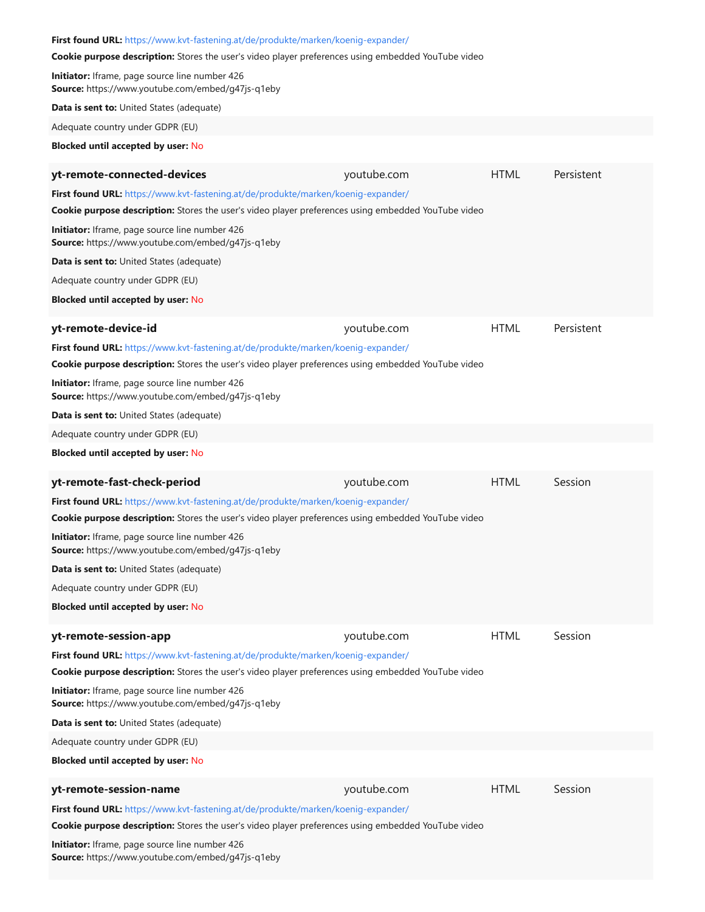**First found URL:** https://www.kvt-fastening.at/de/produkte/marken/koenig-expander/

**Cookie purpose description:** Stores the user's video player preferences using embedded YouTube video

**Initiator:** Iframe, page source line number 426
**Source:** https://www.youtube.com/embed/g47js-q1eby

**Data is sent to:** United States (adequate)

Adequate country under GDPR (EU)

**Blocked until accepted by user:** No

| **yt-remote-connected-devices** | youtube.com | HTML | Persistent |
|---|---|---|---|

**First found URL:** https://www.kvt-fastening.at/de/produkte/marken/koenig-expander/

**Cookie purpose description:** Stores the user's video player preferences using embedded YouTube video

**Initiator:** Iframe, page source line number 426
**Source:** https://www.youtube.com/embed/g47js-q1eby

**Data is sent to:** United States (adequate)

Adequate country under GDPR (EU)

**Blocked until accepted by user:** No

| **yt-remote-device-id** | youtube.com | HTML | Persistent |
|---|---|---|---|

**First found URL:** https://www.kvt-fastening.at/de/produkte/marken/koenig-expander/

**Cookie purpose description:** Stores the user's video player preferences using embedded YouTube video

**Initiator:** Iframe, page source line number 426
**Source:** https://www.youtube.com/embed/g47js-q1eby

**Data is sent to:** United States (adequate)

Adequate country under GDPR (EU)

**Blocked until accepted by user:** No

| **yt-remote-fast-check-period** | youtube.com | HTML | Session |
|---|---|---|---|

**First found URL:** https://www.kvt-fastening.at/de/produkte/marken/koenig-expander/

**Cookie purpose description:** Stores the user's video player preferences using embedded YouTube video

**Initiator:** Iframe, page source line number 426
**Source:** https://www.youtube.com/embed/g47js-q1eby

**Data is sent to:** United States (adequate)

Adequate country under GDPR (EU)

**Blocked until accepted by user:** No

| **yt-remote-session-app** | youtube.com | HTML | Session |
|---|---|---|---|

**First found URL:** https://www.kvt-fastening.at/de/produkte/marken/koenig-expander/

**Cookie purpose description:** Stores the user's video player preferences using embedded YouTube video

**Initiator:** Iframe, page source line number 426
**Source:** https://www.youtube.com/embed/g47js-q1eby

**Data is sent to:** United States (adequate)

Adequate country under GDPR (EU)

**Blocked until accepted by user:** No

| **yt-remote-session-name** | youtube.com | HTML | Session |
|---|---|---|---|

**First found URL:** https://www.kvt-fastening.at/de/produkte/marken/koenig-expander/

**Cookie purpose description:** Stores the user's video player preferences using embedded YouTube video

**Initiator:** Iframe, page source line number 426
**Source:** https://www.youtube.com/embed/g47js-q1eby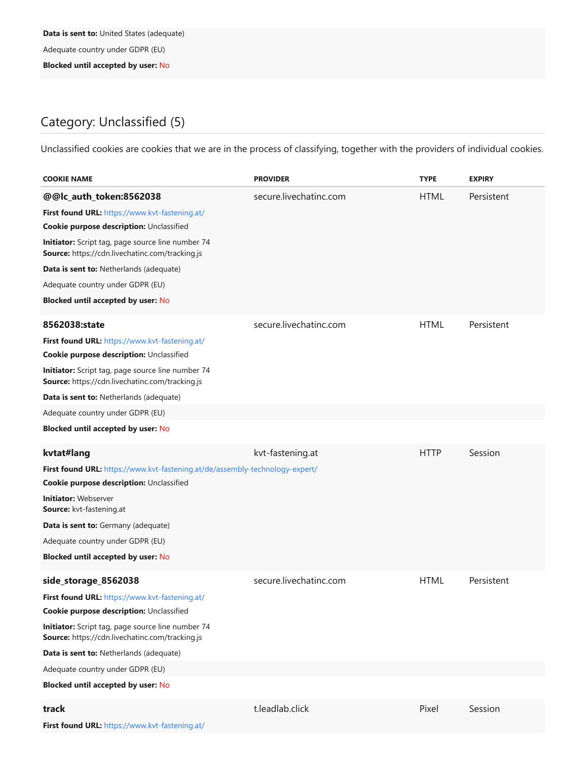**Data is sent to:** United States (adequate)

Adequate country under GDPR (EU)

**Blocked until accepted by user:** No

## Category: Unclassified (5)

Unclassified cookies are cookies that we are in the process of classifying, together with the providers of individual cookies.

| COOKIE NAME | PROVIDER | TYPE | EXPIRY |
|---|---|---|---|
| **@@lc_auth_token:8562038** | secure.livechatinc.com | HTML | Persistent |

**First found URL:** https://www.kvt-fastening.at/

**Cookie purpose description:** Unclassified

**Initiator:** Script tag, page source line number 74
**Source:** https://cdn.livechatinc.com/tracking.js

**Data is sent to:** Netherlands (adequate)

Adequate country under GDPR (EU)

**Blocked until accepted by user:** No

| COOKIE NAME | PROVIDER | TYPE | EXPIRY |
|---|---|---|---|
| **8562038:state** | secure.livechatinc.com | HTML | Persistent |

**First found URL:** https://www.kvt-fastening.at/

**Cookie purpose description:** Unclassified

**Initiator:** Script tag, page source line number 74
**Source:** https://cdn.livechatinc.com/tracking.js

**Data is sent to:** Netherlands (adequate)

Adequate country under GDPR (EU)

**Blocked until accepted by user:** No

| COOKIE NAME | PROVIDER | TYPE | EXPIRY |
|---|---|---|---|
| **kvtat#lang** | kvt-fastening.at | HTTP | Session |

**First found URL:** https://www.kvt-fastening.at/de/assembly-technology-expert/

**Cookie purpose description:** Unclassified

**Initiator:** Webserver
**Source:** kvt-fastening.at

**Data is sent to:** Germany (adequate)

Adequate country under GDPR (EU)

**Blocked until accepted by user:** No

| COOKIE NAME | PROVIDER | TYPE | EXPIRY |
|---|---|---|---|
| **side_storage_8562038** | secure.livechatinc.com | HTML | Persistent |

**First found URL:** https://www.kvt-fastening.at/

**Cookie purpose description:** Unclassified

**Initiator:** Script tag, page source line number 74
**Source:** https://cdn.livechatinc.com/tracking.js

**Data is sent to:** Netherlands (adequate)

Adequate country under GDPR (EU)

**Blocked until accepted by user:** No

| COOKIE NAME | PROVIDER | TYPE | EXPIRY |
|---|---|---|---|
| **track** | t.leadlab.click | Pixel | Session |

**First found URL:** https://www.kvt-fastening.at/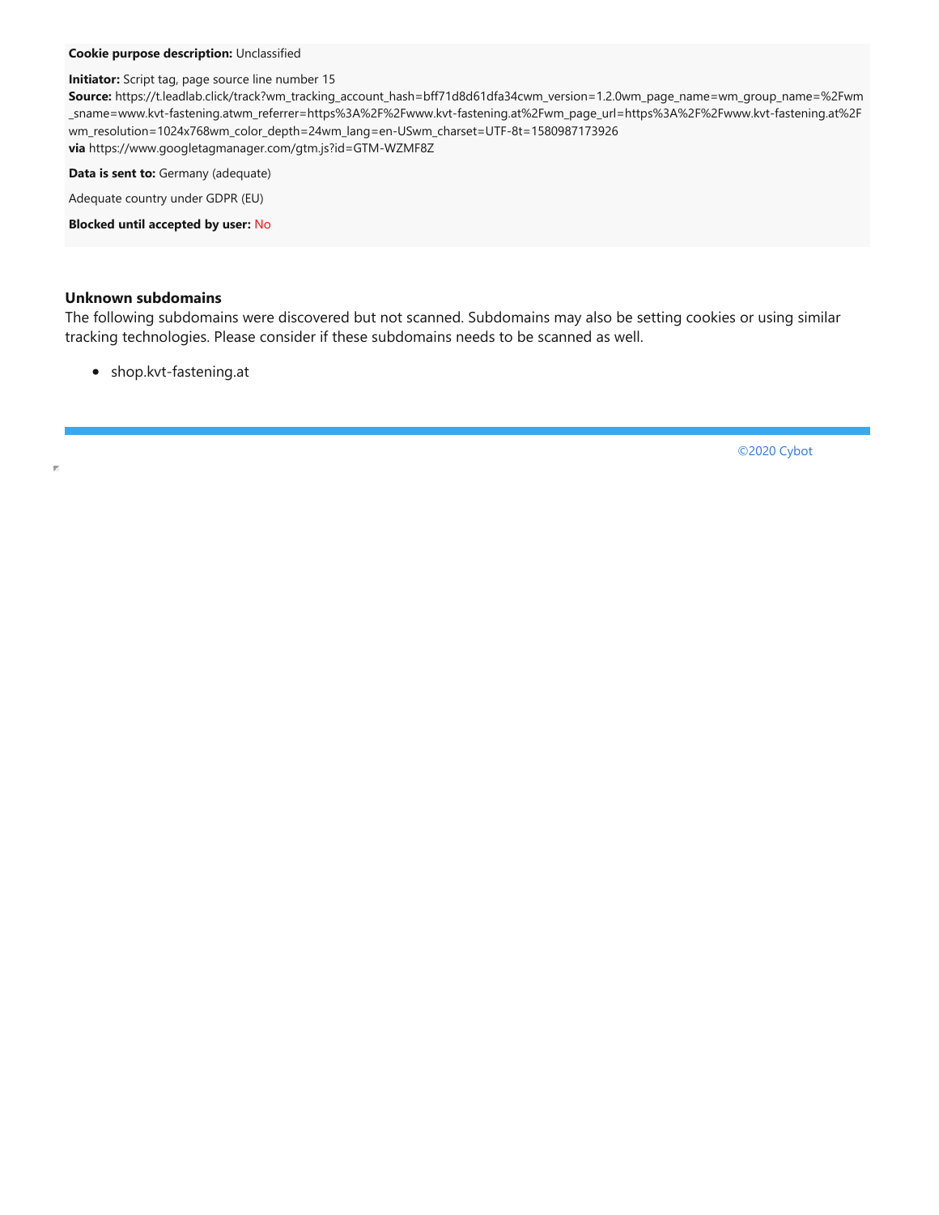**Cookie purpose description:** Unclassified

**Initiator:** Script tag, page source line number 15
**Source:** https://t.leadlab.click/track?wm_tracking_account_hash=bff71d8d61dfa34cwm_version=1.2.0wm_page_name=wm_group_name=%2Fwm_sname=www.kvt-fastening.atwm_referrer=https%3A%2F%2Fwww.kvt-fastening.at%2Fwm_page_url=https%3A%2F%2Fwww.kvt-fastening.at%2Fwm_resolution=1024x768wm_color_depth=24wm_lang=en-USwm_charset=UTF-8t=1580987173926
**via** https://www.googletagmanager.com/gtm.js?id=GTM-WZMF8Z

**Data is sent to:** Germany (adequate)

Adequate country under GDPR (EU)

**Blocked until accepted by user:** No

### Unknown subdomains

The following subdomains were discovered but not scanned. Subdomains may also be setting cookies or using similar tracking technologies. Please consider if these subdomains needs to be scanned as well.

- shop.kvt-fastening.at

©2020 Cybot